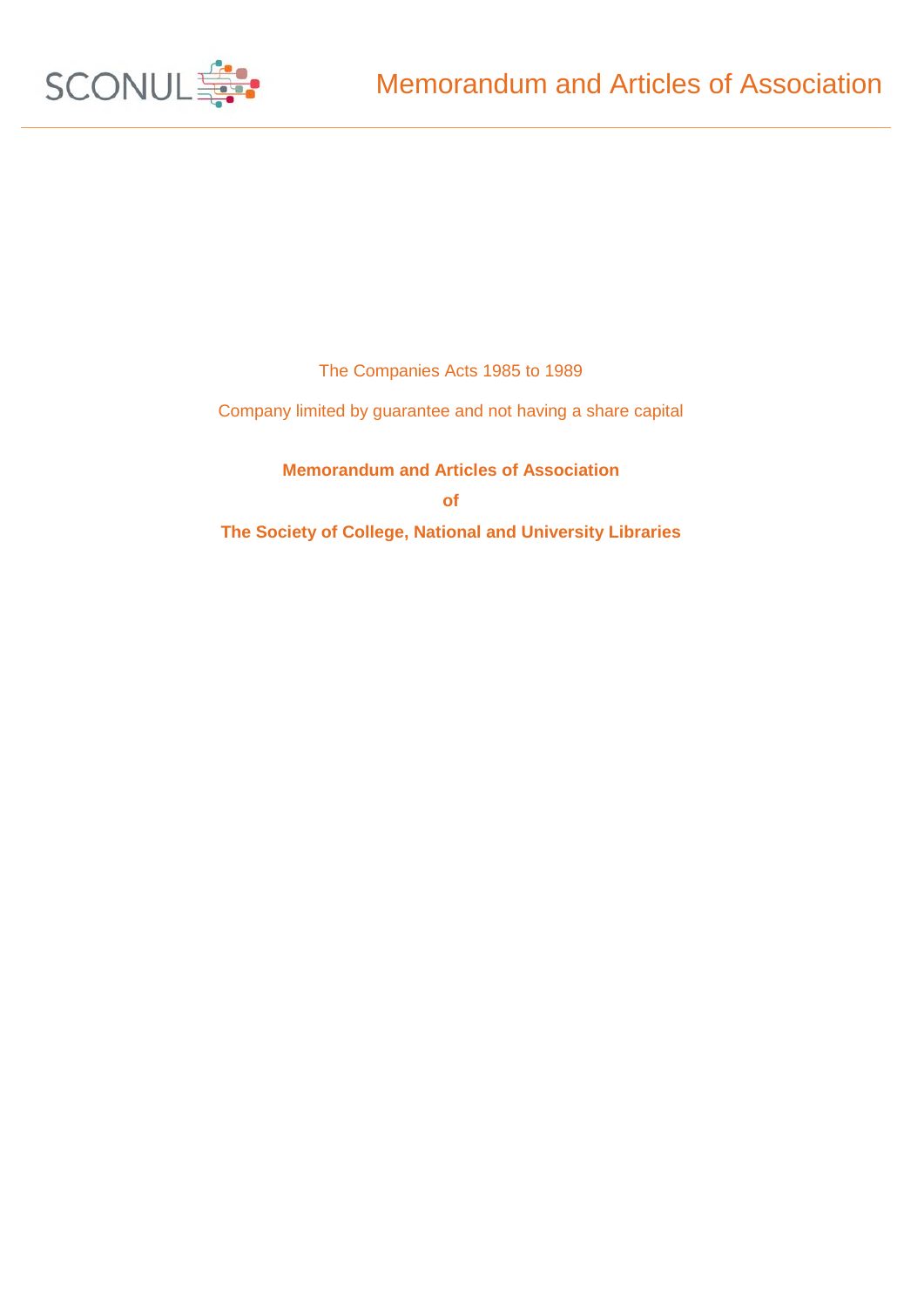The Companies Acts 1985 to 1989

Company limited by guarantee and not having a share capital

# Memorandum and Articles of Association

**of**

**The Society of College, National and University Libraries**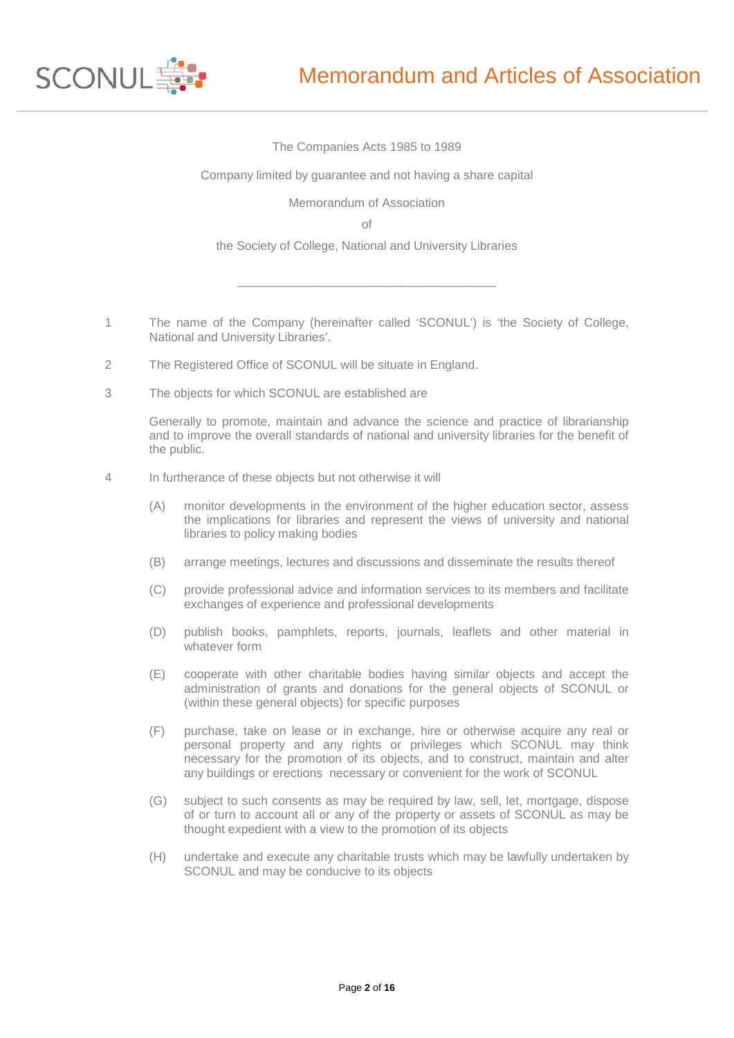The Companies Acts 1985 to 1989

Company limited by guarantee and not having a share capital

Memorandum of Association

of

the Society of College, National and University Libraries

---

1. The name of the Company (hereinafter called 'SCONUL') is 'the Society of College, National and University Libraries'.

2. The Registered Office of SCONUL will be situate in England.

3. The objects for which SCONUL are established are

   Generally to promote, maintain and advance the science and practice of librarianship and to improve the overall standards of national and university libraries for the benefit of the public.

4. In furtherance of these objects but not otherwise it will

   (A) monitor developments in the environment of the higher education sector, assess the implications for libraries and represent the views of university and national libraries to policy making bodies

   (B) arrange meetings, lectures and discussions and disseminate the results thereof

   (C) provide professional advice and information services to its members and facilitate exchanges of experience and professional developments

   (D) publish books, pamphlets, reports, journals, leaflets and other material in whatever form

   (E) cooperate with other charitable bodies having similar objects and accept the administration of grants and donations for the general objects of SCONUL or (within these general objects) for specific purposes

   (F) purchase, take on lease or in exchange, hire or otherwise acquire any real or personal property and any rights or privileges which SCONUL may think necessary for the promotion of its objects, and to construct, maintain and alter any buildings or erections necessary or convenient for the work of SCONUL

   (G) subject to such consents as may be required by law, sell, let, mortgage, dispose of or turn to account all or any of the property or assets of SCONUL as may be thought expedient with a view to the promotion of its objects

   (H) undertake and execute any charitable trusts which may be lawfully undertaken by SCONUL and may be conducive to its objects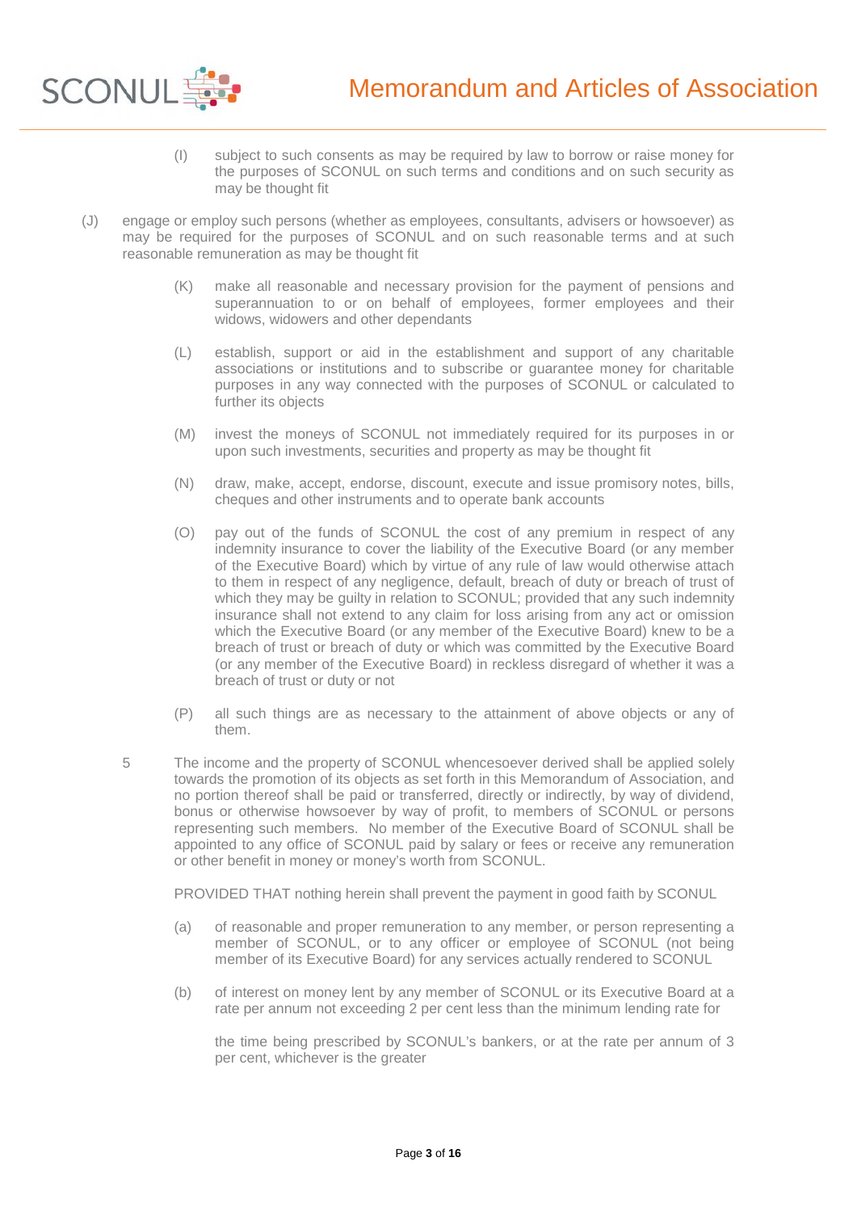(I) subject to such consents as may be required by law to borrow or raise money for the purposes of SCONUL on such terms and conditions and on such security as may be thought fit

(J) engage or employ such persons (whether as employees, consultants, advisers or howsoever) as may be required for the purposes of SCONUL and on such reasonable terms and at such reasonable remuneration as may be thought fit

(K) make all reasonable and necessary provision for the payment of pensions and superannuation to or on behalf of employees, former employees and their widows, widowers and other dependants

(L) establish, support or aid in the establishment and support of any charitable associations or institutions and to subscribe or guarantee money for charitable purposes in any way connected with the purposes of SCONUL or calculated to further its objects

(M) invest the moneys of SCONUL not immediately required for its purposes in or upon such investments, securities and property as may be thought fit

(N) draw, make, accept, endorse, discount, execute and issue promisory notes, bills, cheques and other instruments and to operate bank accounts

(O) pay out of the funds of SCONUL the cost of any premium in respect of any indemnity insurance to cover the liability of the Executive Board (or any member of the Executive Board) which by virtue of any rule of law would otherwise attach to them in respect of any negligence, default, breach of duty or breach of trust of which they may be guilty in relation to SCONUL; provided that any such indemnity insurance shall not extend to any claim for loss arising from any act or omission which the Executive Board (or any member of the Executive Board) knew to be a breach of trust or breach of duty or which was committed by the Executive Board (or any member of the Executive Board) in reckless disregard of whether it was a breach of trust or duty or not

(P) all such things are as necessary to the attainment of above objects or any of them.

5 The income and the property of SCONUL whencesoever derived shall be applied solely towards the promotion of its objects as set forth in this Memorandum of Association, and no portion thereof shall be paid or transferred, directly or indirectly, by way of dividend, bonus or otherwise howsoever by way of profit, to members of SCONUL or persons representing such members. No member of the Executive Board of SCONUL shall be appointed to any office of SCONUL paid by salary or fees or receive any remuneration or other benefit in money or money's worth from SCONUL.

PROVIDED THAT nothing herein shall prevent the payment in good faith by SCONUL

(a) of reasonable and proper remuneration to any member, or person representing a member of SCONUL, or to any officer or employee of SCONUL (not being member of its Executive Board) for any services actually rendered to SCONUL

(b) of interest on money lent by any member of SCONUL or its Executive Board at a rate per annum not exceeding 2 per cent less than the minimum lending rate for the time being prescribed by SCONUL's bankers, or at the rate per annum of 3 per cent, whichever is the greater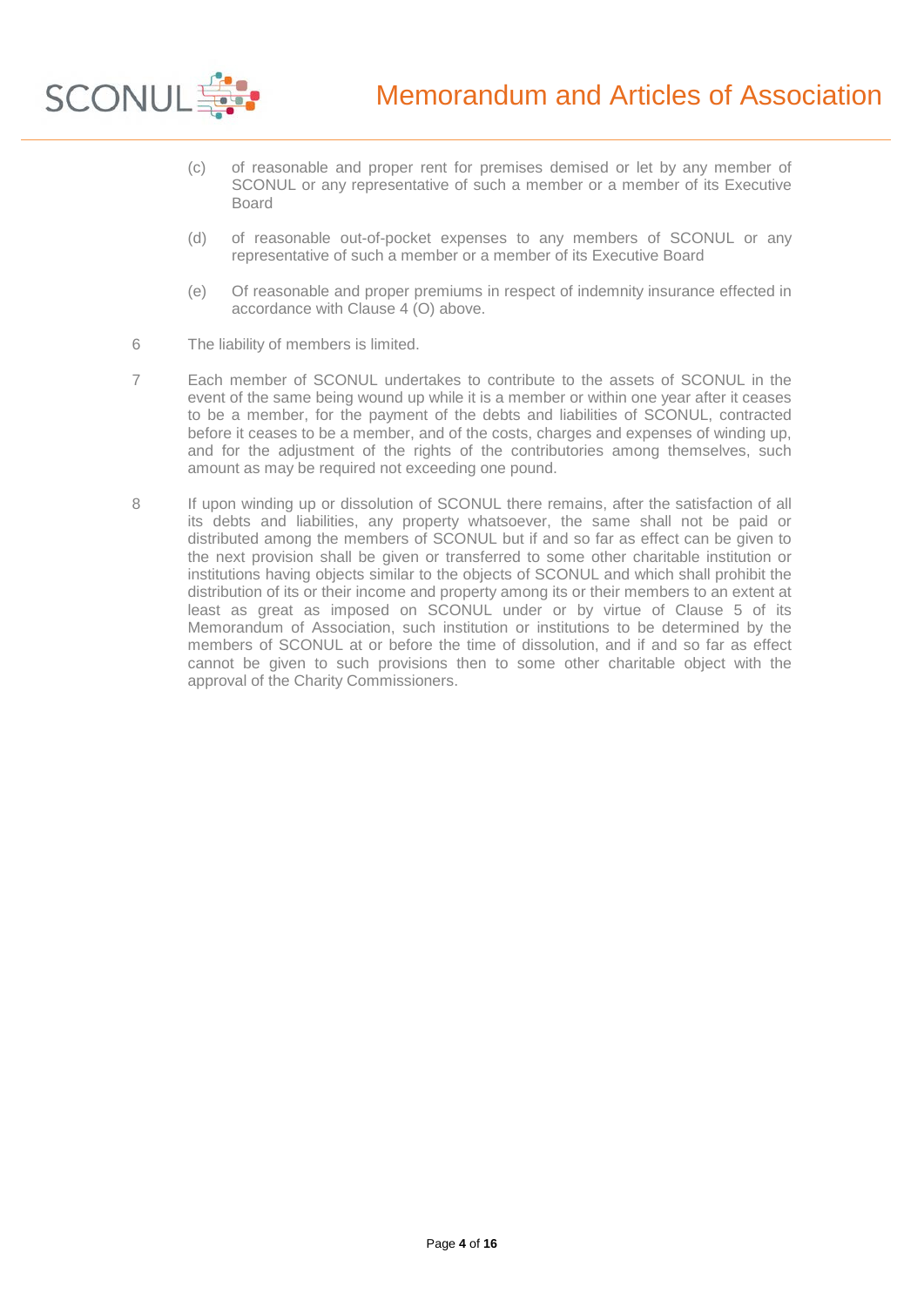(c) of reasonable and proper rent for premises demised or let by any member of SCONUL or any representative of such a member or a member of its Executive Board

(d) of reasonable out-of-pocket expenses to any members of SCONUL or any representative of such a member or a member of its Executive Board

(e) Of reasonable and proper premiums in respect of indemnity insurance effected in accordance with Clause 4 (O) above.

6 The liability of members is limited.

7 Each member of SCONUL undertakes to contribute to the assets of SCONUL in the event of the same being wound up while it is a member or within one year after it ceases to be a member, for the payment of the debts and liabilities of SCONUL, contracted before it ceases to be a member, and of the costs, charges and expenses of winding up, and for the adjustment of the rights of the contributories among themselves, such amount as may be required not exceeding one pound.

8 If upon winding up or dissolution of SCONUL there remains, after the satisfaction of all its debts and liabilities, any property whatsoever, the same shall not be paid or distributed among the members of SCONUL but if and so far as effect can be given to the next provision shall be given or transferred to some other charitable institution or institutions having objects similar to the objects of SCONUL and which shall prohibit the distribution of its or their income and property among its or their members to an extent at least as great as imposed on SCONUL under or by virtue of Clause 5 of its Memorandum of Association, such institution or institutions to be determined by the members of SCONUL at or before the time of dissolution, and if and so far as effect cannot be given to such provisions then to some other charitable object with the approval of the Charity Commissioners.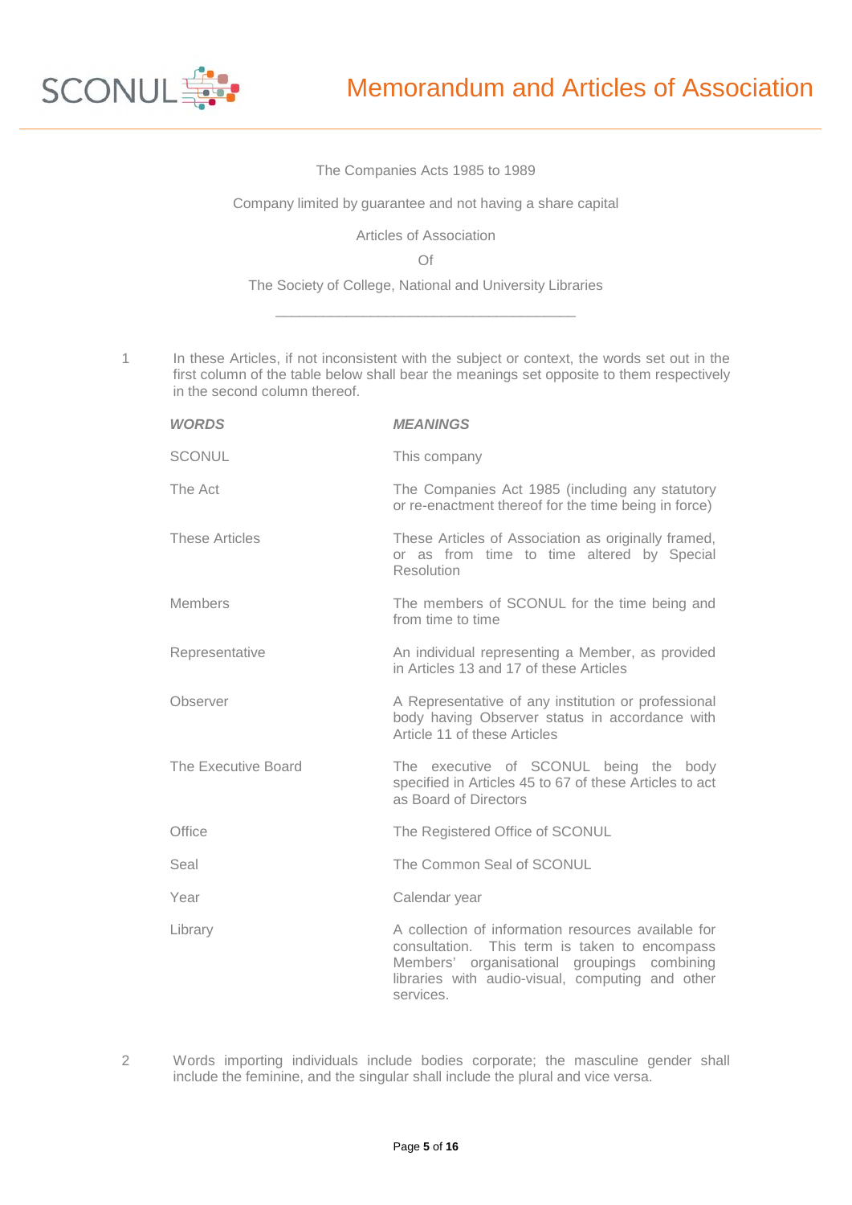The Companies Acts 1985 to 1989

Company limited by guarantee and not having a share capital

Articles of Association

Of

The Society of College, National and University Libraries

---

1 In these Articles, if not inconsistent with the subject or context, the words set out in the first column of the table below shall bear the meanings set opposite to them respectively in the second column thereof.

| ***WORDS*** | ***MEANINGS*** |
|---|---|
| SCONUL | This company |
| The Act | The Companies Act 1985 (including any statutory or re-enactment thereof for the time being in force) |
| These Articles | These Articles of Association as originally framed, or as from time to time altered by Special Resolution |
| Members | The members of SCONUL for the time being and from time to time |
| Representative | An individual representing a Member, as provided in Articles 13 and 17 of these Articles |
| Observer | A Representative of any institution or professional body having Observer status in accordance with Article 11 of these Articles |
| The Executive Board | The executive of SCONUL being the body specified in Articles 45 to 67 of these Articles to act as Board of Directors |
| Office | The Registered Office of SCONUL |
| Seal | The Common Seal of SCONUL |
| Year | Calendar year |
| Library | A collection of information resources available for consultation. This term is taken to encompass Members' organisational groupings combining libraries with audio-visual, computing and other services. |

2 Words importing individuals include bodies corporate; the masculine gender shall include the feminine, and the singular shall include the plural and vice versa.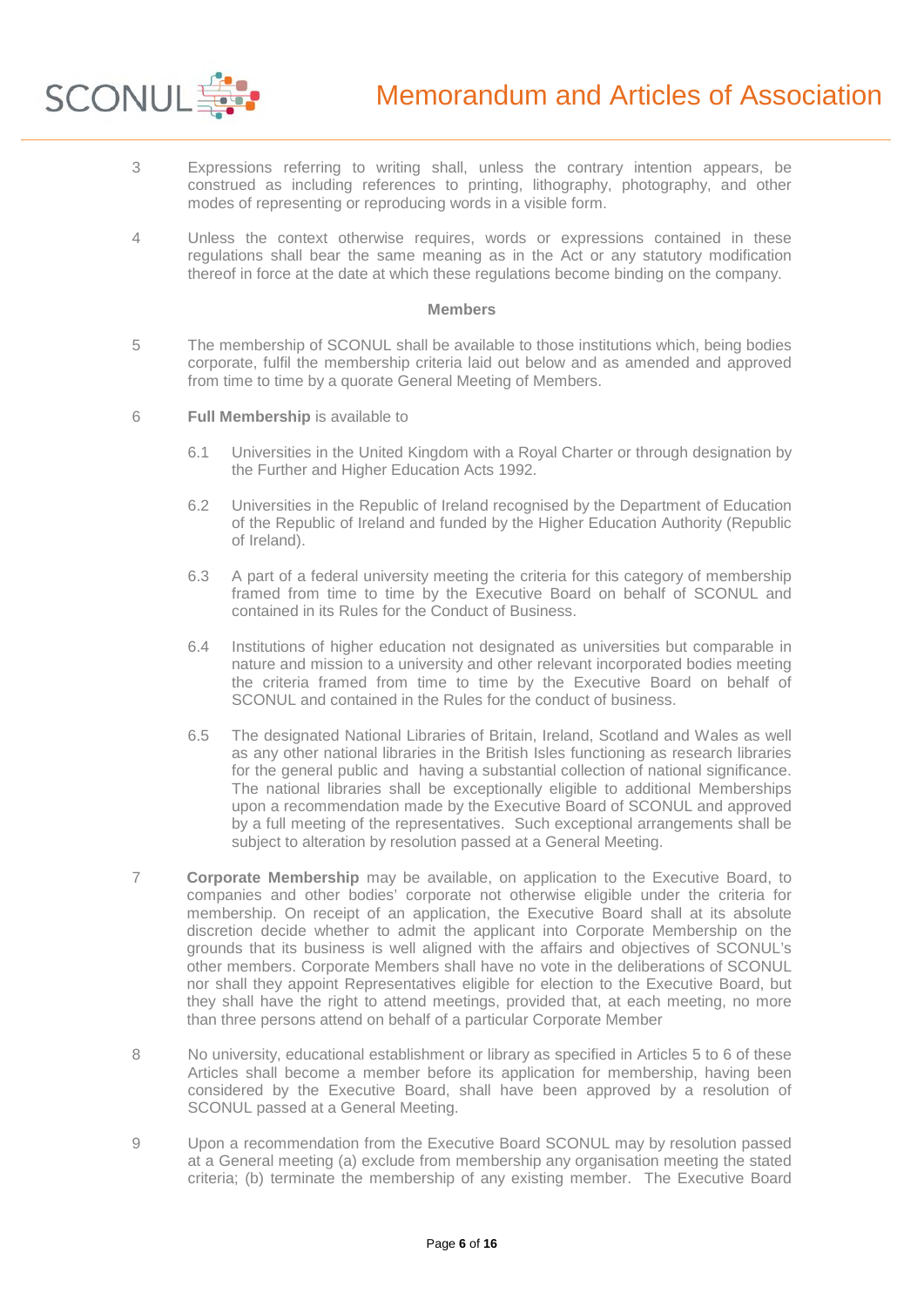3 Expressions referring to writing shall, unless the contrary intention appears, be construed as including references to printing, lithography, photography, and other modes of representing or reproducing words in a visible form.

4 Unless the context otherwise requires, words or expressions contained in these regulations shall bear the same meaning as in the Act or any statutory modification thereof in force at the date at which these regulations become binding on the company.

### Members

5 The membership of SCONUL shall be available to those institutions which, being bodies corporate, fulfil the membership criteria laid out below and as amended and approved from time to time by a quorate General Meeting of Members.

6 **Full Membership** is available to

6.1 Universities in the United Kingdom with a Royal Charter or through designation by the Further and Higher Education Acts 1992.

6.2 Universities in the Republic of Ireland recognised by the Department of Education of the Republic of Ireland and funded by the Higher Education Authority (Republic of Ireland).

6.3 A part of a federal university meeting the criteria for this category of membership framed from time to time by the Executive Board on behalf of SCONUL and contained in its Rules for the Conduct of Business.

6.4 Institutions of higher education not designated as universities but comparable in nature and mission to a university and other relevant incorporated bodies meeting the criteria framed from time to time by the Executive Board on behalf of SCONUL and contained in the Rules for the conduct of business.

6.5 The designated National Libraries of Britain, Ireland, Scotland and Wales as well as any other national libraries in the British Isles functioning as research libraries for the general public and having a substantial collection of national significance. The national libraries shall be exceptionally eligible to additional Memberships upon a recommendation made by the Executive Board of SCONUL and approved by a full meeting of the representatives. Such exceptional arrangements shall be subject to alteration by resolution passed at a General Meeting.

7 **Corporate Membership** may be available, on application to the Executive Board, to companies and other bodies' corporate not otherwise eligible under the criteria for membership. On receipt of an application, the Executive Board shall at its absolute discretion decide whether to admit the applicant into Corporate Membership on the grounds that its business is well aligned with the affairs and objectives of SCONUL's other members. Corporate Members shall have no vote in the deliberations of SCONUL nor shall they appoint Representatives eligible for election to the Executive Board, but they shall have the right to attend meetings, provided that, at each meeting, no more than three persons attend on behalf of a particular Corporate Member

8 No university, educational establishment or library as specified in Articles 5 to 6 of these Articles shall become a member before its application for membership, having been considered by the Executive Board, shall have been approved by a resolution of SCONUL passed at a General Meeting.

9 Upon a recommendation from the Executive Board SCONUL may by resolution passed at a General meeting (a) exclude from membership any organisation meeting the stated criteria; (b) terminate the membership of any existing member. The Executive Board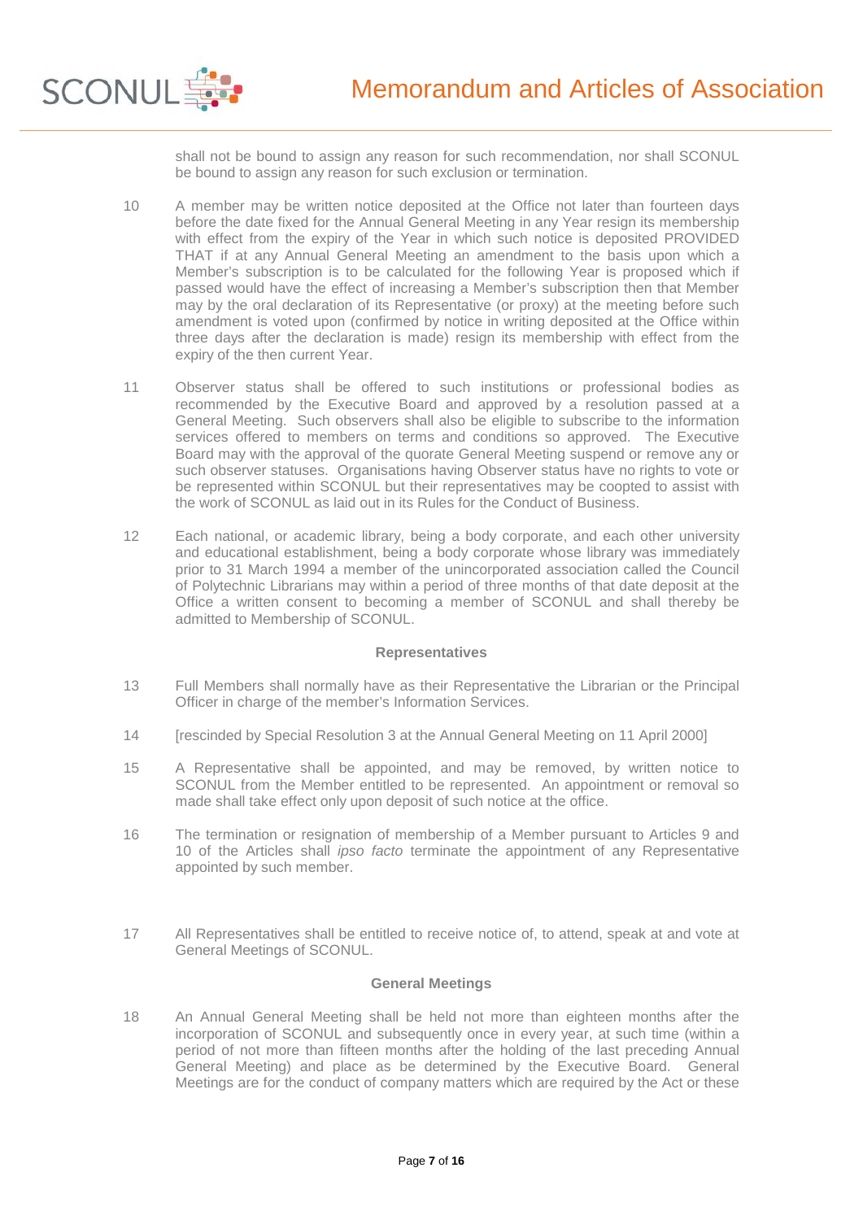shall not be bound to assign any reason for such recommendation, nor shall SCONUL be bound to assign any reason for such exclusion or termination.

10 A member may be written notice deposited at the Office not later than fourteen days before the date fixed for the Annual General Meeting in any Year resign its membership with effect from the expiry of the Year in which such notice is deposited PROVIDED THAT if at any Annual General Meeting an amendment to the basis upon which a Member's subscription is to be calculated for the following Year is proposed which if passed would have the effect of increasing a Member's subscription then that Member may by the oral declaration of its Representative (or proxy) at the meeting before such amendment is voted upon (confirmed by notice in writing deposited at the Office within three days after the declaration is made) resign its membership with effect from the expiry of the then current Year.

11 Observer status shall be offered to such institutions or professional bodies as recommended by the Executive Board and approved by a resolution passed at a General Meeting. Such observers shall also be eligible to subscribe to the information services offered to members on terms and conditions so approved. The Executive Board may with the approval of the quorate General Meeting suspend or remove any or such observer statuses. Organisations having Observer status have no rights to vote or be represented within SCONUL but their representatives may be coopted to assist with the work of SCONUL as laid out in its Rules for the Conduct of Business.

12 Each national, or academic library, being a body corporate, and each other university and educational establishment, being a body corporate whose library was immediately prior to 31 March 1994 a member of the unincorporated association called the Council of Polytechnic Librarians may within a period of three months of that date deposit at the Office a written consent to becoming a member of SCONUL and shall thereby be admitted to Membership of SCONUL.

### Representatives

13 Full Members shall normally have as their Representative the Librarian or the Principal Officer in charge of the member's Information Services.

14 [rescinded by Special Resolution 3 at the Annual General Meeting on 11 April 2000]

15 A Representative shall be appointed, and may be removed, by written notice to SCONUL from the Member entitled to be represented. An appointment or removal so made shall take effect only upon deposit of such notice at the office.

16 The termination or resignation of membership of a Member pursuant to Articles 9 and 10 of the Articles shall *ipso facto* terminate the appointment of any Representative appointed by such member.

17 All Representatives shall be entitled to receive notice of, to attend, speak at and vote at General Meetings of SCONUL.

### General Meetings

18 An Annual General Meeting shall be held not more than eighteen months after the incorporation of SCONUL and subsequently once in every year, at such time (within a period of not more than fifteen months after the holding of the last preceding Annual General Meeting) and place as be determined by the Executive Board. General Meetings are for the conduct of company matters which are required by the Act or these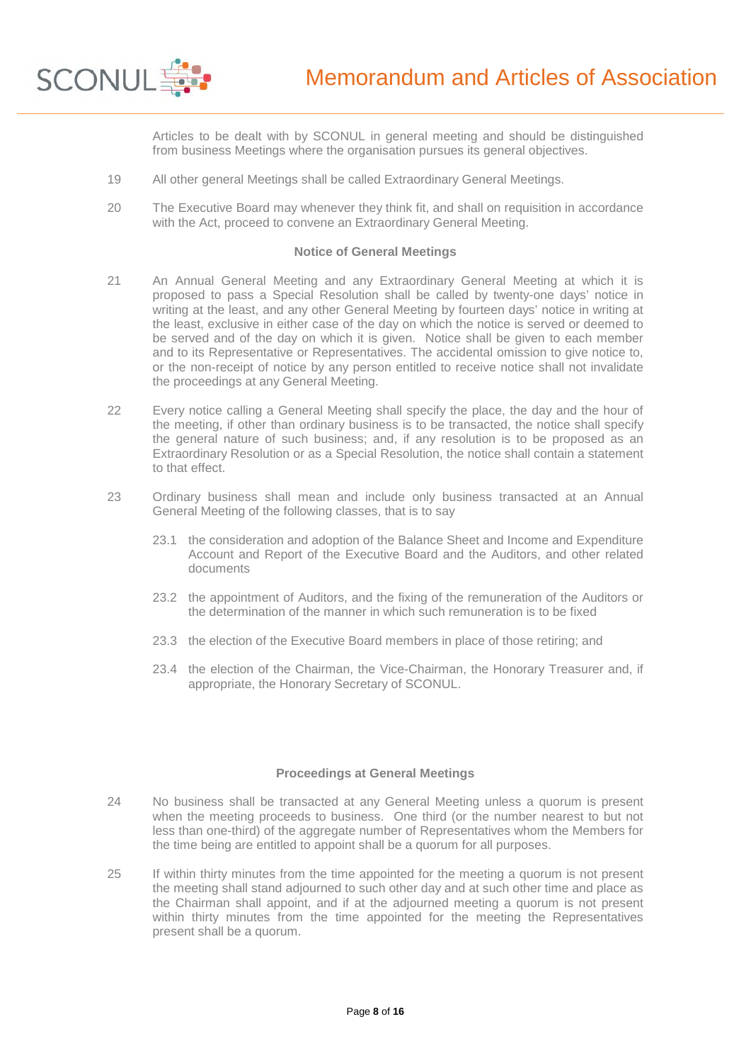Articles to be dealt with by SCONUL in general meeting and should be distinguished from business Meetings where the organisation pursues its general objectives.

19 All other general Meetings shall be called Extraordinary General Meetings.

20 The Executive Board may whenever they think fit, and shall on requisition in accordance with the Act, proceed to convene an Extraordinary General Meeting.

### Notice of General Meetings

21 An Annual General Meeting and any Extraordinary General Meeting at which it is proposed to pass a Special Resolution shall be called by twenty-one days' notice in writing at the least, and any other General Meeting by fourteen days' notice in writing at the least, exclusive in either case of the day on which the notice is served or deemed to be served and of the day on which it is given. Notice shall be given to each member and to its Representative or Representatives. The accidental omission to give notice to, or the non-receipt of notice by any person entitled to receive notice shall not invalidate the proceedings at any General Meeting.

22 Every notice calling a General Meeting shall specify the place, the day and the hour of the meeting, if other than ordinary business is to be transacted, the notice shall specify the general nature of such business; and, if any resolution is to be proposed as an Extraordinary Resolution or as a Special Resolution, the notice shall contain a statement to that effect.

23 Ordinary business shall mean and include only business transacted at an Annual General Meeting of the following classes, that is to say

23.1 the consideration and adoption of the Balance Sheet and Income and Expenditure Account and Report of the Executive Board and the Auditors, and other related documents

23.2 the appointment of Auditors, and the fixing of the remuneration of the Auditors or the determination of the manner in which such remuneration is to be fixed

23.3 the election of the Executive Board members in place of those retiring; and

23.4 the election of the Chairman, the Vice-Chairman, the Honorary Treasurer and, if appropriate, the Honorary Secretary of SCONUL.

### Proceedings at General Meetings

24 No business shall be transacted at any General Meeting unless a quorum is present when the meeting proceeds to business. One third (or the number nearest to but not less than one-third) of the aggregate number of Representatives whom the Members for the time being are entitled to appoint shall be a quorum for all purposes.

25 If within thirty minutes from the time appointed for the meeting a quorum is not present the meeting shall stand adjourned to such other day and at such other time and place as the Chairman shall appoint, and if at the adjourned meeting a quorum is not present within thirty minutes from the time appointed for the meeting the Representatives present shall be a quorum.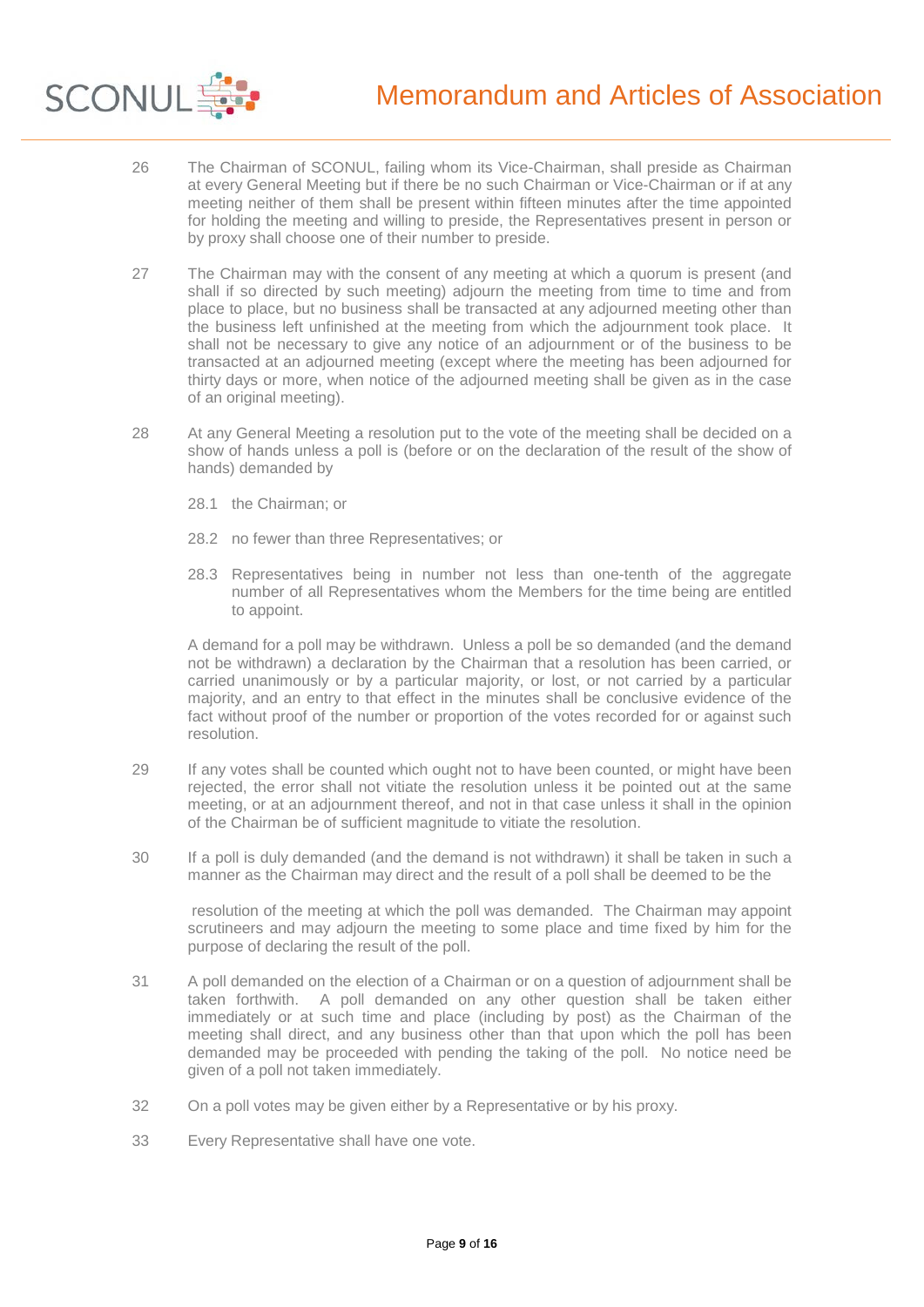26 The Chairman of SCONUL, failing whom its Vice-Chairman, shall preside as Chairman at every General Meeting but if there be no such Chairman or Vice-Chairman or if at any meeting neither of them shall be present within fifteen minutes after the time appointed for holding the meeting and willing to preside, the Representatives present in person or by proxy shall choose one of their number to preside.

27 The Chairman may with the consent of any meeting at which a quorum is present (and shall if so directed by such meeting) adjourn the meeting from time to time and from place to place, but no business shall be transacted at any adjourned meeting other than the business left unfinished at the meeting from which the adjournment took place. It shall not be necessary to give any notice of an adjournment or of the business to be transacted at an adjourned meeting (except where the meeting has been adjourned for thirty days or more, when notice of the adjourned meeting shall be given as in the case of an original meeting).

28 At any General Meeting a resolution put to the vote of the meeting shall be decided on a show of hands unless a poll is (before or on the declaration of the result of the show of hands) demanded by

28.1 the Chairman; or

28.2 no fewer than three Representatives; or

28.3 Representatives being in number not less than one-tenth of the aggregate number of all Representatives whom the Members for the time being are entitled to appoint.

A demand for a poll may be withdrawn. Unless a poll be so demanded (and the demand not be withdrawn) a declaration by the Chairman that a resolution has been carried, or carried unanimously or by a particular majority, or lost, or not carried by a particular majority, and an entry to that effect in the minutes shall be conclusive evidence of the fact without proof of the number or proportion of the votes recorded for or against such resolution.

29 If any votes shall be counted which ought not to have been counted, or might have been rejected, the error shall not vitiate the resolution unless it be pointed out at the same meeting, or at an adjournment thereof, and not in that case unless it shall in the opinion of the Chairman be of sufficient magnitude to vitiate the resolution.

30 If a poll is duly demanded (and the demand is not withdrawn) it shall be taken in such a manner as the Chairman may direct and the result of a poll shall be deemed to be the resolution of the meeting at which the poll was demanded. The Chairman may appoint scrutineers and may adjourn the meeting to some place and time fixed by him for the purpose of declaring the result of the poll.

31 A poll demanded on the election of a Chairman or on a question of adjournment shall be taken forthwith. A poll demanded on any other question shall be taken either immediately or at such time and place (including by post) as the Chairman of the meeting shall direct, and any business other than that upon which the poll has been demanded may be proceeded with pending the taking of the poll. No notice need be given of a poll not taken immediately.

32 On a poll votes may be given either by a Representative or by his proxy.

33 Every Representative shall have one vote.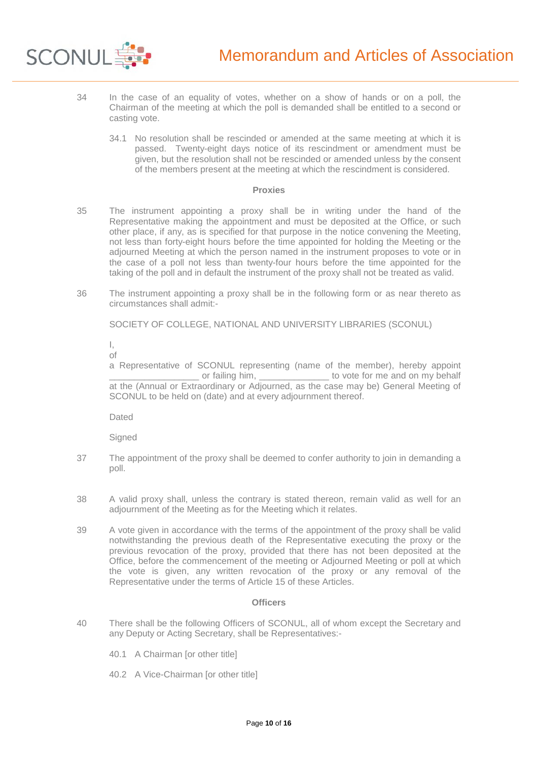34 In the case of an equality of votes, whether on a show of hands or on a poll, the Chairman of the meeting at which the poll is demanded shall be entitled to a second or casting vote.

34.1 No resolution shall be rescinded or amended at the same meeting at which it is passed. Twenty-eight days notice of its rescindment or amendment must be given, but the resolution shall not be rescinded or amended unless by the consent of the members present at the meeting at which the rescindment is considered.

**Proxies**

35 The instrument appointing a proxy shall be in writing under the hand of the Representative making the appointment and must be deposited at the Office, or such other place, if any, as is specified for that purpose in the notice convening the Meeting, not less than forty-eight hours before the time appointed for holding the Meeting or the adjourned Meeting at which the person named in the instrument proposes to vote or in the case of a poll not less than twenty-four hours before the time appointed for the taking of the poll and in default the instrument of the proxy shall not be treated as valid.

36 The instrument appointing a proxy shall be in the following form or as near thereto as circumstances shall admit:-

SOCIETY OF COLLEGE, NATIONAL AND UNIVERSITY LIBRARIES (SCONUL)

I,
of
a Representative of SCONUL representing (name of the member), hereby appoint __________________ or failing him, ______________ to vote for me and on my behalf at the (Annual or Extraordinary or Adjourned, as the case may be) General Meeting of SCONUL to be held on (date) and at every adjournment thereof.

Dated

Signed

37 The appointment of the proxy shall be deemed to confer authority to join in demanding a poll.

38 A valid proxy shall, unless the contrary is stated thereon, remain valid as well for an adjournment of the Meeting as for the Meeting which it relates.

39 A vote given in accordance with the terms of the appointment of the proxy shall be valid notwithstanding the previous death of the Representative executing the proxy or the previous revocation of the proxy, provided that there has not been deposited at the Office, before the commencement of the meeting or Adjourned Meeting or poll at which the vote is given, any written revocation of the proxy or any removal of the Representative under the terms of Article 15 of these Articles.

**Officers**

40 There shall be the following Officers of SCONUL, all of whom except the Secretary and any Deputy or Acting Secretary, shall be Representatives:-

40.1 A Chairman [or other title]

40.2 A Vice-Chairman [or other title]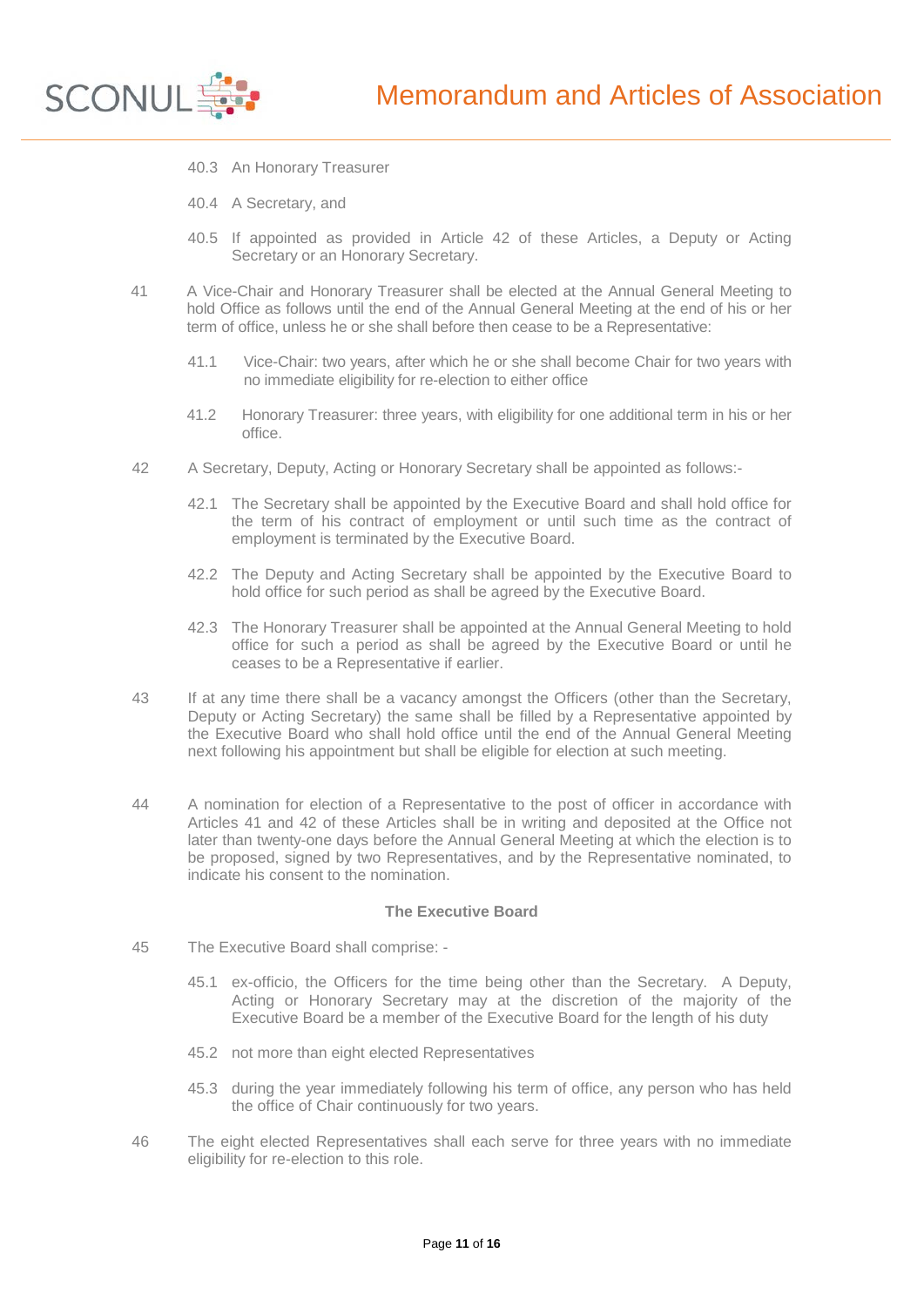40.3 An Honorary Treasurer

40.4 A Secretary, and

40.5 If appointed as provided in Article 42 of these Articles, a Deputy or Acting Secretary or an Honorary Secretary.

41 A Vice-Chair and Honorary Treasurer shall be elected at the Annual General Meeting to hold Office as follows until the end of the Annual General Meeting at the end of his or her term of office, unless he or she shall before then cease to be a Representative:

41.1 Vice-Chair: two years, after which he or she shall become Chair for two years with no immediate eligibility for re-election to either office

41.2 Honorary Treasurer: three years, with eligibility for one additional term in his or her office.

42 A Secretary, Deputy, Acting or Honorary Secretary shall be appointed as follows:-

42.1 The Secretary shall be appointed by the Executive Board and shall hold office for the term of his contract of employment or until such time as the contract of employment is terminated by the Executive Board.

42.2 The Deputy and Acting Secretary shall be appointed by the Executive Board to hold office for such period as shall be agreed by the Executive Board.

42.3 The Honorary Treasurer shall be appointed at the Annual General Meeting to hold office for such a period as shall be agreed by the Executive Board or until he ceases to be a Representative if earlier.

43 If at any time there shall be a vacancy amongst the Officers (other than the Secretary, Deputy or Acting Secretary) the same shall be filled by a Representative appointed by the Executive Board who shall hold office until the end of the Annual General Meeting next following his appointment but shall be eligible for election at such meeting.

44 A nomination for election of a Representative to the post of officer in accordance with Articles 41 and 42 of these Articles shall be in writing and deposited at the Office not later than twenty-one days before the Annual General Meeting at which the election is to be proposed, signed by two Representatives, and by the Representative nominated, to indicate his consent to the nomination.

**The Executive Board**

45 The Executive Board shall comprise: -

45.1 ex-officio, the Officers for the time being other than the Secretary. A Deputy, Acting or Honorary Secretary may at the discretion of the majority of the Executive Board be a member of the Executive Board for the length of his duty

45.2 not more than eight elected Representatives

45.3 during the year immediately following his term of office, any person who has held the office of Chair continuously for two years.

46 The eight elected Representatives shall each serve for three years with no immediate eligibility for re-election to this role.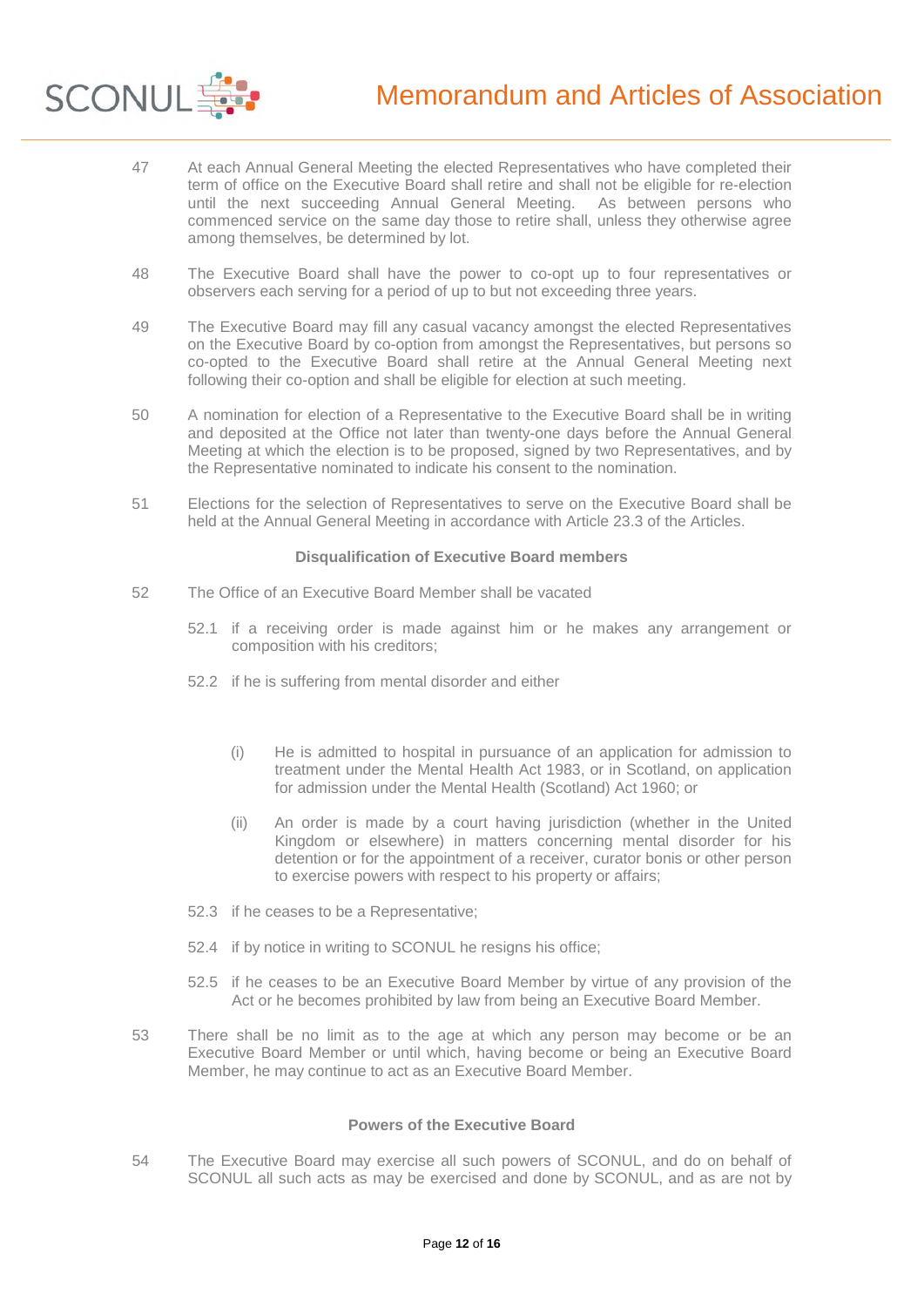47 At each Annual General Meeting the elected Representatives who have completed their term of office on the Executive Board shall retire and shall not be eligible for re-election until the next succeeding Annual General Meeting. As between persons who commenced service on the same day those to retire shall, unless they otherwise agree among themselves, be determined by lot.

48 The Executive Board shall have the power to co-opt up to four representatives or observers each serving for a period of up to but not exceeding three years.

49 The Executive Board may fill any casual vacancy amongst the elected Representatives on the Executive Board by co-option from amongst the Representatives, but persons so co-opted to the Executive Board shall retire at the Annual General Meeting next following their co-option and shall be eligible for election at such meeting.

50 A nomination for election of a Representative to the Executive Board shall be in writing and deposited at the Office not later than twenty-one days before the Annual General Meeting at which the election is to be proposed, signed by two Representatives, and by the Representative nominated to indicate his consent to the nomination.

51 Elections for the selection of Representatives to serve on the Executive Board shall be held at the Annual General Meeting in accordance with Article 23.3 of the Articles.

**Disqualification of Executive Board members**

52 The Office of an Executive Board Member shall be vacated

52.1 if a receiving order is made against him or he makes any arrangement or composition with his creditors;

52.2 if he is suffering from mental disorder and either

(i) He is admitted to hospital in pursuance of an application for admission to treatment under the Mental Health Act 1983, or in Scotland, on application for admission under the Mental Health (Scotland) Act 1960; or

(ii) An order is made by a court having jurisdiction (whether in the United Kingdom or elsewhere) in matters concerning mental disorder for his detention or for the appointment of a receiver, curator bonis or other person to exercise powers with respect to his property or affairs;

52.3 if he ceases to be a Representative;

52.4 if by notice in writing to SCONUL he resigns his office;

52.5 if he ceases to be an Executive Board Member by virtue of any provision of the Act or he becomes prohibited by law from being an Executive Board Member.

53 There shall be no limit as to the age at which any person may become or be an Executive Board Member or until which, having become or being an Executive Board Member, he may continue to act as an Executive Board Member.

**Powers of the Executive Board**

54 The Executive Board may exercise all such powers of SCONUL, and do on behalf of SCONUL all such acts as may be exercised and done by SCONUL, and as are not by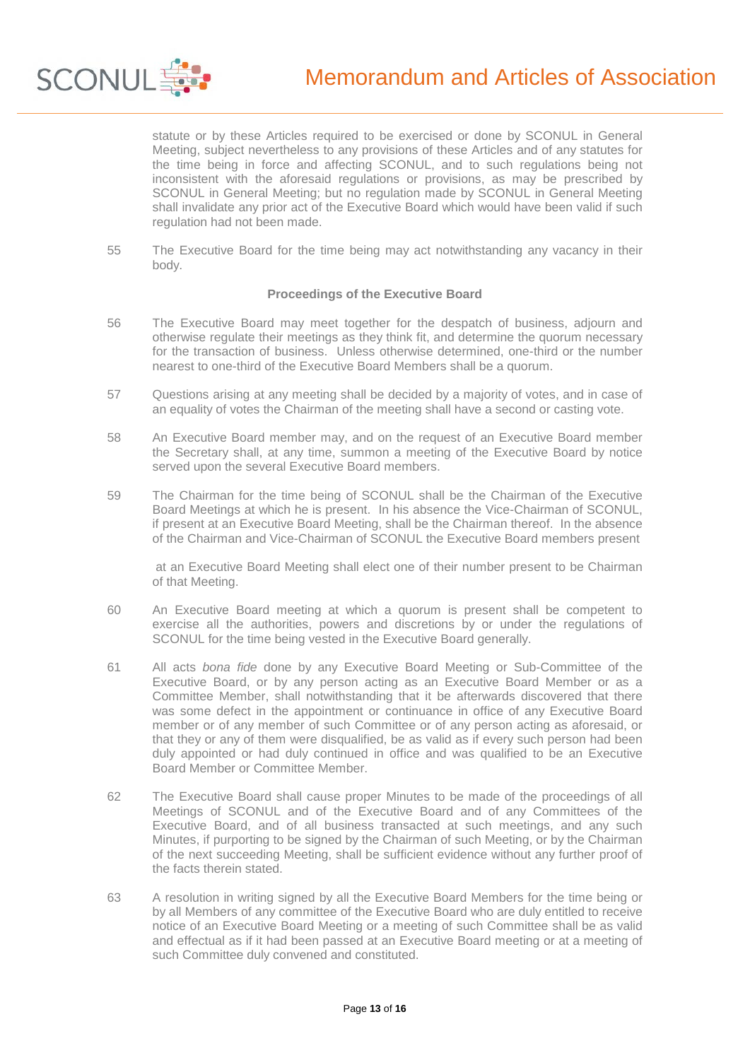statute or by these Articles required to be exercised or done by SCONUL in General Meeting, subject nevertheless to any provisions of these Articles and of any statutes for the time being in force and affecting SCONUL, and to such regulations being not inconsistent with the aforesaid regulations or provisions, as may be prescribed by SCONUL in General Meeting; but no regulation made by SCONUL in General Meeting shall invalidate any prior act of the Executive Board which would have been valid if such regulation had not been made.

55 The Executive Board for the time being may act notwithstanding any vacancy in their body.

### Proceedings of the Executive Board

56 The Executive Board may meet together for the despatch of business, adjourn and otherwise regulate their meetings as they think fit, and determine the quorum necessary for the transaction of business. Unless otherwise determined, one-third or the number nearest to one-third of the Executive Board Members shall be a quorum.

57 Questions arising at any meeting shall be decided by a majority of votes, and in case of an equality of votes the Chairman of the meeting shall have a second or casting vote.

58 An Executive Board member may, and on the request of an Executive Board member the Secretary shall, at any time, summon a meeting of the Executive Board by notice served upon the several Executive Board members.

59 The Chairman for the time being of SCONUL shall be the Chairman of the Executive Board Meetings at which he is present. In his absence the Vice-Chairman of SCONUL, if present at an Executive Board Meeting, shall be the Chairman thereof. In the absence of the Chairman and Vice-Chairman of SCONUL the Executive Board members present at an Executive Board Meeting shall elect one of their number present to be Chairman of that Meeting.

60 An Executive Board meeting at which a quorum is present shall be competent to exercise all the authorities, powers and discretions by or under the regulations of SCONUL for the time being vested in the Executive Board generally.

61 All acts *bona fide* done by any Executive Board Meeting or Sub-Committee of the Executive Board, or by any person acting as an Executive Board Member or as a Committee Member, shall notwithstanding that it be afterwards discovered that there was some defect in the appointment or continuance in office of any Executive Board member or of any member of such Committee or of any person acting as aforesaid, or that they or any of them were disqualified, be as valid as if every such person had been duly appointed or had duly continued in office and was qualified to be an Executive Board Member or Committee Member.

62 The Executive Board shall cause proper Minutes to be made of the proceedings of all Meetings of SCONUL and of the Executive Board and of any Committees of the Executive Board, and of all business transacted at such meetings, and any such Minutes, if purporting to be signed by the Chairman of such Meeting, or by the Chairman of the next succeeding Meeting, shall be sufficient evidence without any further proof of the facts therein stated.

63 A resolution in writing signed by all the Executive Board Members for the time being or by all Members of any committee of the Executive Board who are duly entitled to receive notice of an Executive Board Meeting or a meeting of such Committee shall be as valid and effectual as if it had been passed at an Executive Board meeting or at a meeting of such Committee duly convened and constituted.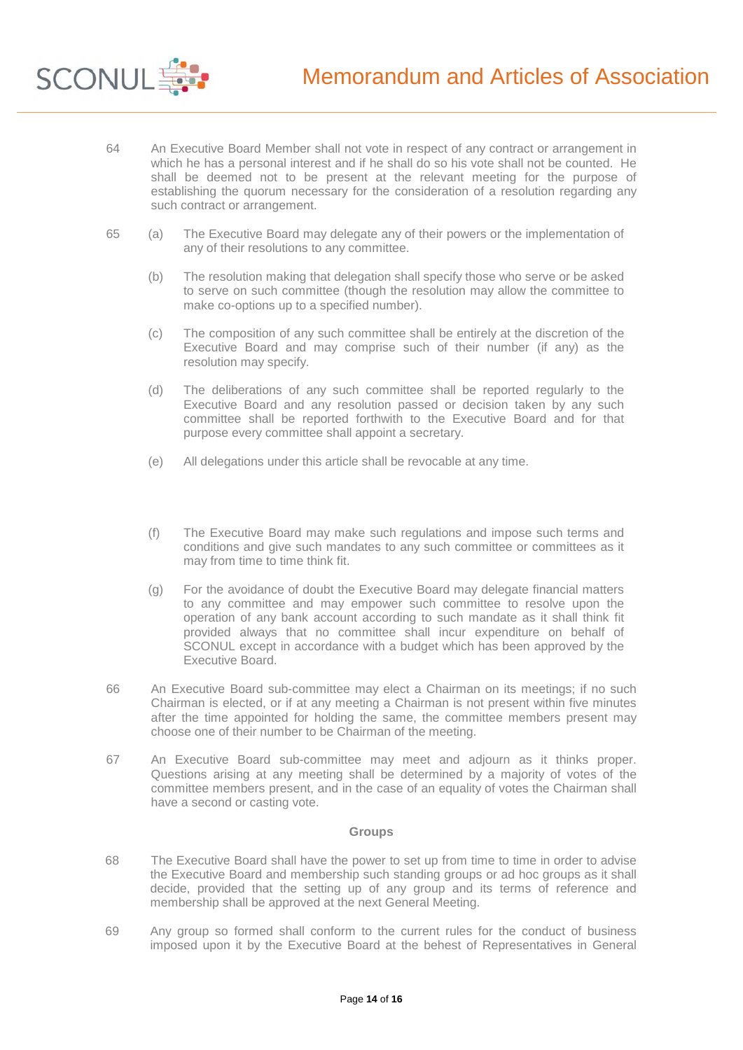64 An Executive Board Member shall not vote in respect of any contract or arrangement in which he has a personal interest and if he shall do so his vote shall not be counted. He shall be deemed not to be present at the relevant meeting for the purpose of establishing the quorum necessary for the consideration of a resolution regarding any such contract or arrangement.

65 (a) The Executive Board may delegate any of their powers or the implementation of any of their resolutions to any committee.

(b) The resolution making that delegation shall specify those who serve or be asked to serve on such committee (though the resolution may allow the committee to make co-options up to a specified number).

(c) The composition of any such committee shall be entirely at the discretion of the Executive Board and may comprise such of their number (if any) as the resolution may specify.

(d) The deliberations of any such committee shall be reported regularly to the Executive Board and any resolution passed or decision taken by any such committee shall be reported forthwith to the Executive Board and for that purpose every committee shall appoint a secretary.

(e) All delegations under this article shall be revocable at any time.

(f) The Executive Board may make such regulations and impose such terms and conditions and give such mandates to any such committee or committees as it may from time to time think fit.

(g) For the avoidance of doubt the Executive Board may delegate financial matters to any committee and may empower such committee to resolve upon the operation of any bank account according to such mandate as it shall think fit provided always that no committee shall incur expenditure on behalf of SCONUL except in accordance with a budget which has been approved by the Executive Board.

66 An Executive Board sub-committee may elect a Chairman on its meetings; if no such Chairman is elected, or if at any meeting a Chairman is not present within five minutes after the time appointed for holding the same, the committee members present may choose one of their number to be Chairman of the meeting.

67 An Executive Board sub-committee may meet and adjourn as it thinks proper. Questions arising at any meeting shall be determined by a majority of votes of the committee members present, and in the case of an equality of votes the Chairman shall have a second or casting vote.

## Groups

68 The Executive Board shall have the power to set up from time to time in order to advise the Executive Board and membership such standing groups or ad hoc groups as it shall decide, provided that the setting up of any group and its terms of reference and membership shall be approved at the next General Meeting.

69 Any group so formed shall conform to the current rules for the conduct of business imposed upon it by the Executive Board at the behest of Representatives in General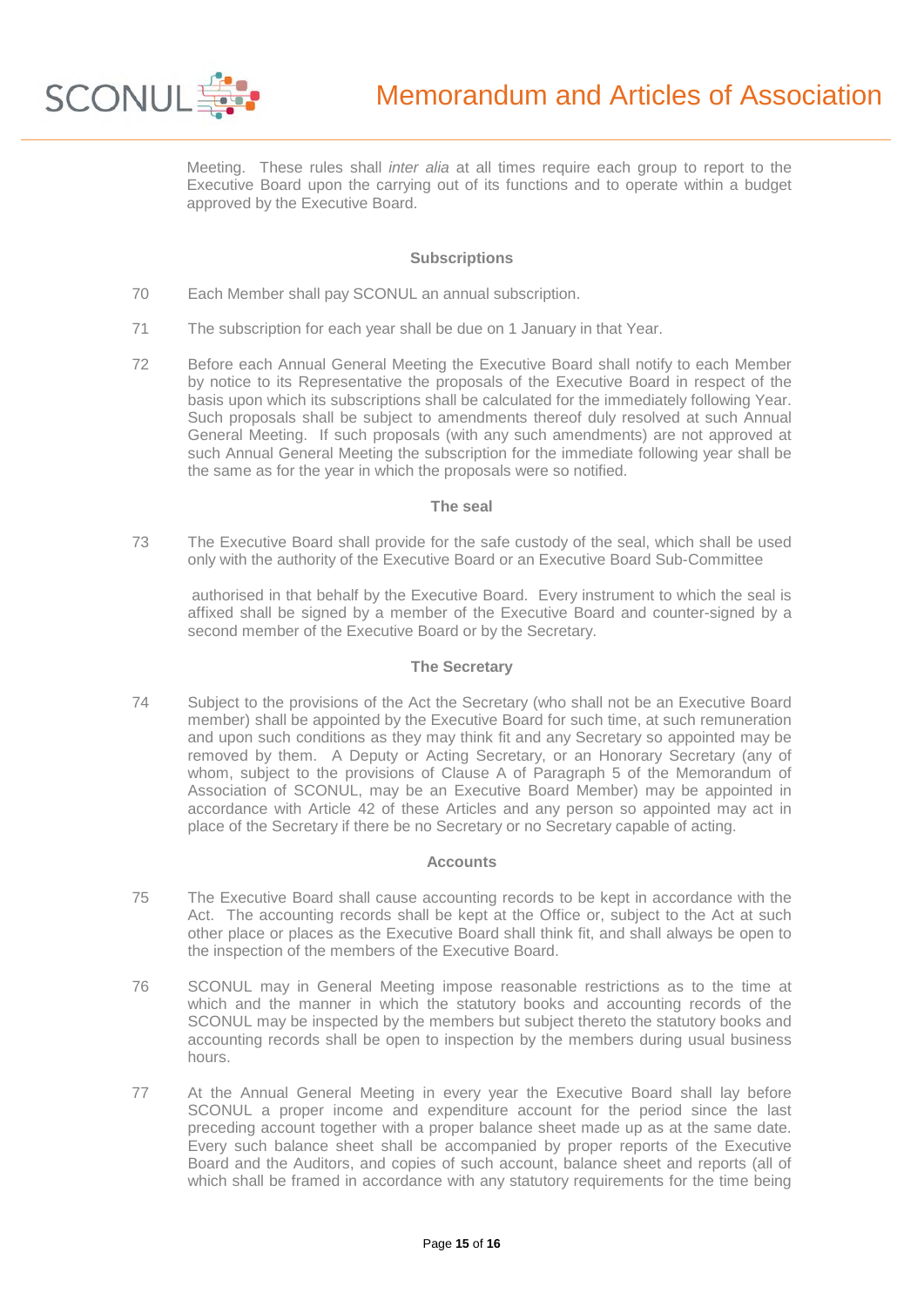Meeting. These rules shall *inter alia* at all times require each group to report to the Executive Board upon the carrying out of its functions and to operate within a budget approved by the Executive Board.

### Subscriptions

70 Each Member shall pay SCONUL an annual subscription.

71 The subscription for each year shall be due on 1 January in that Year.

72 Before each Annual General Meeting the Executive Board shall notify to each Member by notice to its Representative the proposals of the Executive Board in respect of the basis upon which its subscriptions shall be calculated for the immediately following Year. Such proposals shall be subject to amendments thereof duly resolved at such Annual General Meeting. If such proposals (with any such amendments) are not approved at such Annual General Meeting the subscription for the immediate following year shall be the same as for the year in which the proposals were so notified.

### The seal

73 The Executive Board shall provide for the safe custody of the seal, which shall be used only with the authority of the Executive Board or an Executive Board Sub-Committee

authorised in that behalf by the Executive Board. Every instrument to which the seal is affixed shall be signed by a member of the Executive Board and counter-signed by a second member of the Executive Board or by the Secretary.

### The Secretary

74 Subject to the provisions of the Act the Secretary (who shall not be an Executive Board member) shall be appointed by the Executive Board for such time, at such remuneration and upon such conditions as they may think fit and any Secretary so appointed may be removed by them. A Deputy or Acting Secretary, or an Honorary Secretary (any of whom, subject to the provisions of Clause A of Paragraph 5 of the Memorandum of Association of SCONUL, may be an Executive Board Member) may be appointed in accordance with Article 42 of these Articles and any person so appointed may act in place of the Secretary if there be no Secretary or no Secretary capable of acting.

### Accounts

75 The Executive Board shall cause accounting records to be kept in accordance with the Act. The accounting records shall be kept at the Office or, subject to the Act at such other place or places as the Executive Board shall think fit, and shall always be open to the inspection of the members of the Executive Board.

76 SCONUL may in General Meeting impose reasonable restrictions as to the time at which and the manner in which the statutory books and accounting records of the SCONUL may be inspected by the members but subject thereto the statutory books and accounting records shall be open to inspection by the members during usual business hours.

77 At the Annual General Meeting in every year the Executive Board shall lay before SCONUL a proper income and expenditure account for the period since the last preceding account together with a proper balance sheet made up as at the same date. Every such balance sheet shall be accompanied by proper reports of the Executive Board and the Auditors, and copies of such account, balance sheet and reports (all of which shall be framed in accordance with any statutory requirements for the time being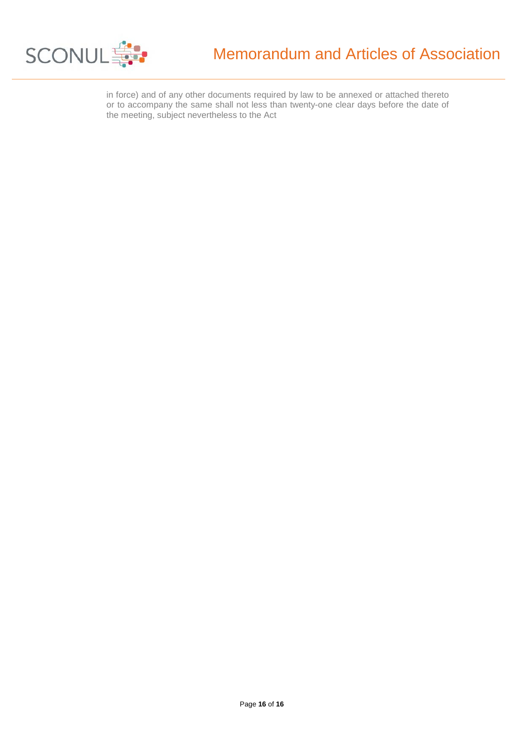in force) and of any other documents required by law to be annexed or attached thereto or to accompany the same shall not less than twenty-one clear days before the date of the meeting, subject nevertheless to the Act